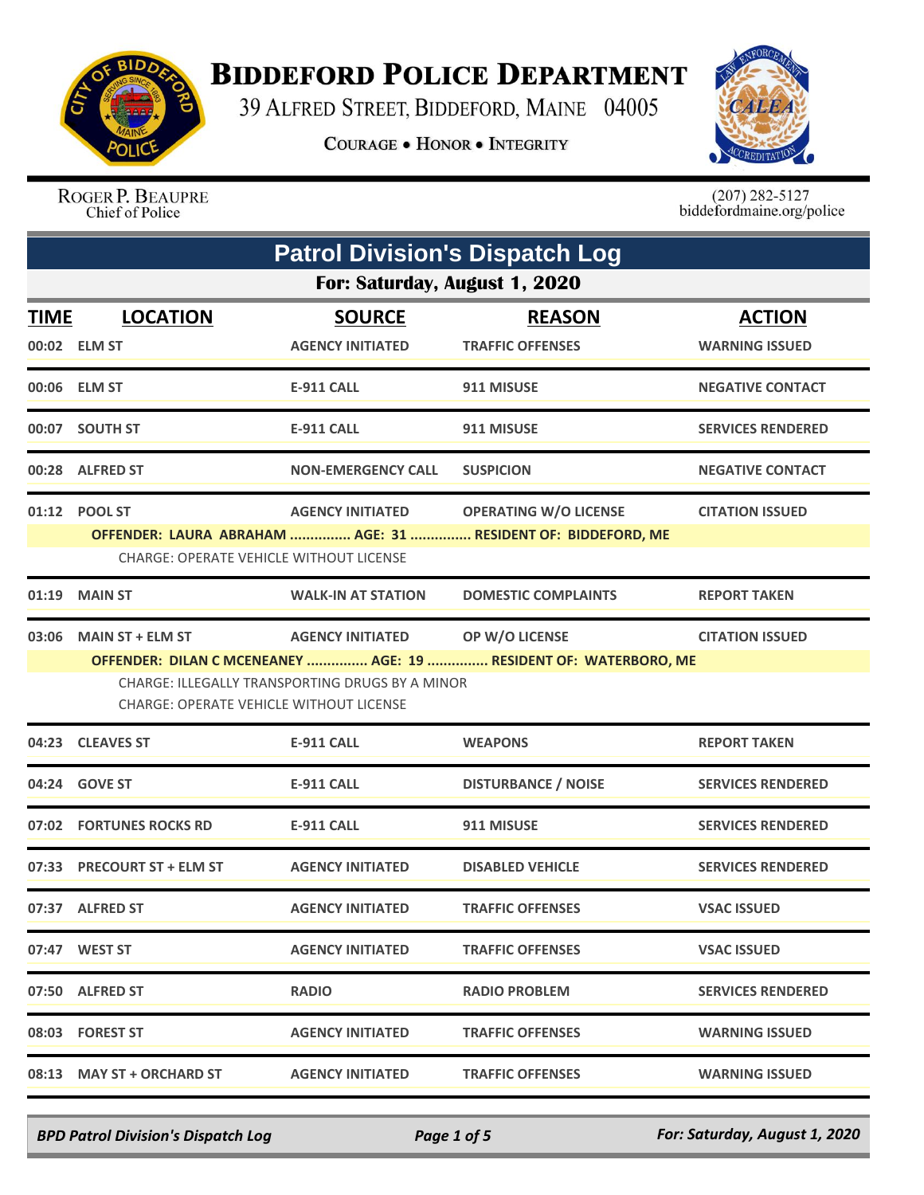# Biddeford Police Department

39 Alfred Street, Biddeford, Maine 04005

**Courage • Honor • Integrity**

Roger P. Beaupre
Chief of Police

(207) 282-5127
biddefordmaine.org/police

## Patrol Division's Dispatch Log

### For: Saturday, August 1, 2020

| TIME | LOCATION | SOURCE | REASON | ACTION |
|---|---|---|---|---|
| 00:02 | ELM ST | AGENCY INITIATED | TRAFFIC OFFENSES | WARNING ISSUED |
| 00:06 | ELM ST | E-911 CALL | 911 MISUSE | NEGATIVE CONTACT |
| 00:07 | SOUTH ST | E-911 CALL | 911 MISUSE | SERVICES RENDERED |
| 00:28 | ALFRED ST | NON-EMERGENCY CALL | SUSPICION | NEGATIVE CONTACT |
| 01:12 | POOL ST | AGENCY INITIATED | OPERATING W/O LICENSE | CITATION ISSUED |
| | OFFENDER: LAURA ABRAHAM ............... AGE: 31 ............... RESIDENT OF: BIDDEFORD, ME | | | |
| | CHARGE: OPERATE VEHICLE WITHOUT LICENSE | | | |
| 01:19 | MAIN ST | WALK-IN AT STATION | DOMESTIC COMPLAINTS | REPORT TAKEN |
| 03:06 | MAIN ST + ELM ST | AGENCY INITIATED | OP W/O LICENSE | CITATION ISSUED |
| | OFFENDER: DILAN C MCENEANEY ............... AGE: 19 ............... RESIDENT OF: WATERBORO, ME | | | |
| | CHARGE: ILLEGALLY TRANSPORTING DRUGS BY A MINOR | | | |
| | CHARGE: OPERATE VEHICLE WITHOUT LICENSE | | | |
| 04:23 | CLEAVES ST | E-911 CALL | WEAPONS | REPORT TAKEN |
| 04:24 | GOVE ST | E-911 CALL | DISTURBANCE / NOISE | SERVICES RENDERED |
| 07:02 | FORTUNES ROCKS RD | E-911 CALL | 911 MISUSE | SERVICES RENDERED |
| 07:33 | PRECOURT ST + ELM ST | AGENCY INITIATED | DISABLED VEHICLE | SERVICES RENDERED |
| 07:37 | ALFRED ST | AGENCY INITIATED | TRAFFIC OFFENSES | VSAC ISSUED |
| 07:47 | WEST ST | AGENCY INITIATED | TRAFFIC OFFENSES | VSAC ISSUED |
| 07:50 | ALFRED ST | RADIO | RADIO PROBLEM | SERVICES RENDERED |
| 08:03 | FOREST ST | AGENCY INITIATED | TRAFFIC OFFENSES | WARNING ISSUED |
| 08:13 | MAY ST + ORCHARD ST | AGENCY INITIATED | TRAFFIC OFFENSES | WARNING ISSUED |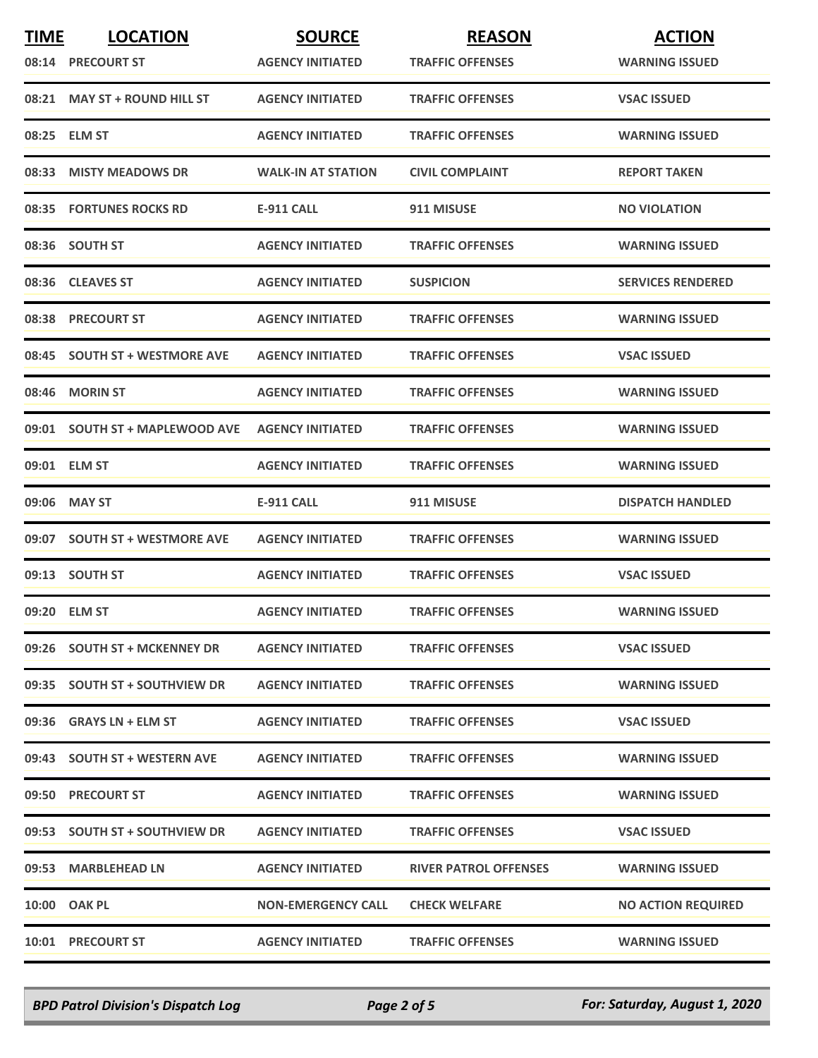| TIME | LOCATION | SOURCE | REASON | ACTION |
|---|---|---|---|---|
| 08:14 | PRECOURT ST | AGENCY INITIATED | TRAFFIC OFFENSES | WARNING ISSUED |
| 08:21 | MAY ST + ROUND HILL ST | AGENCY INITIATED | TRAFFIC OFFENSES | VSAC ISSUED |
| 08:25 | ELM ST | AGENCY INITIATED | TRAFFIC OFFENSES | WARNING ISSUED |
| 08:33 | MISTY MEADOWS DR | WALK-IN AT STATION | CIVIL COMPLAINT | REPORT TAKEN |
| 08:35 | FORTUNES ROCKS RD | E-911 CALL | 911 MISUSE | NO VIOLATION |
| 08:36 | SOUTH ST | AGENCY INITIATED | TRAFFIC OFFENSES | WARNING ISSUED |
| 08:36 | CLEAVES ST | AGENCY INITIATED | SUSPICION | SERVICES RENDERED |
| 08:38 | PRECOURT ST | AGENCY INITIATED | TRAFFIC OFFENSES | WARNING ISSUED |
| 08:45 | SOUTH ST + WESTMORE AVE | AGENCY INITIATED | TRAFFIC OFFENSES | VSAC ISSUED |
| 08:46 | MORIN ST | AGENCY INITIATED | TRAFFIC OFFENSES | WARNING ISSUED |
| 09:01 | SOUTH ST + MAPLEWOOD AVE | AGENCY INITIATED | TRAFFIC OFFENSES | WARNING ISSUED |
| 09:01 | ELM ST | AGENCY INITIATED | TRAFFIC OFFENSES | WARNING ISSUED |
| 09:06 | MAY ST | E-911 CALL | 911 MISUSE | DISPATCH HANDLED |
| 09:07 | SOUTH ST + WESTMORE AVE | AGENCY INITIATED | TRAFFIC OFFENSES | WARNING ISSUED |
| 09:13 | SOUTH ST | AGENCY INITIATED | TRAFFIC OFFENSES | VSAC ISSUED |
| 09:20 | ELM ST | AGENCY INITIATED | TRAFFIC OFFENSES | WARNING ISSUED |
| 09:26 | SOUTH ST + MCKENNEY DR | AGENCY INITIATED | TRAFFIC OFFENSES | VSAC ISSUED |
| 09:35 | SOUTH ST + SOUTHVIEW DR | AGENCY INITIATED | TRAFFIC OFFENSES | WARNING ISSUED |
| 09:36 | GRAYS LN + ELM ST | AGENCY INITIATED | TRAFFIC OFFENSES | VSAC ISSUED |
| 09:43 | SOUTH ST + WESTERN AVE | AGENCY INITIATED | TRAFFIC OFFENSES | WARNING ISSUED |
| 09:50 | PRECOURT ST | AGENCY INITIATED | TRAFFIC OFFENSES | WARNING ISSUED |
| 09:53 | SOUTH ST + SOUTHVIEW DR | AGENCY INITIATED | TRAFFIC OFFENSES | VSAC ISSUED |
| 09:53 | MARBLEHEAD LN | AGENCY INITIATED | RIVER PATROL OFFENSES | WARNING ISSUED |
| 10:00 | OAK PL | NON-EMERGENCY CALL | CHECK WELFARE | NO ACTION REQUIRED |
| 10:01 | PRECOURT ST | AGENCY INITIATED | TRAFFIC OFFENSES | WARNING ISSUED |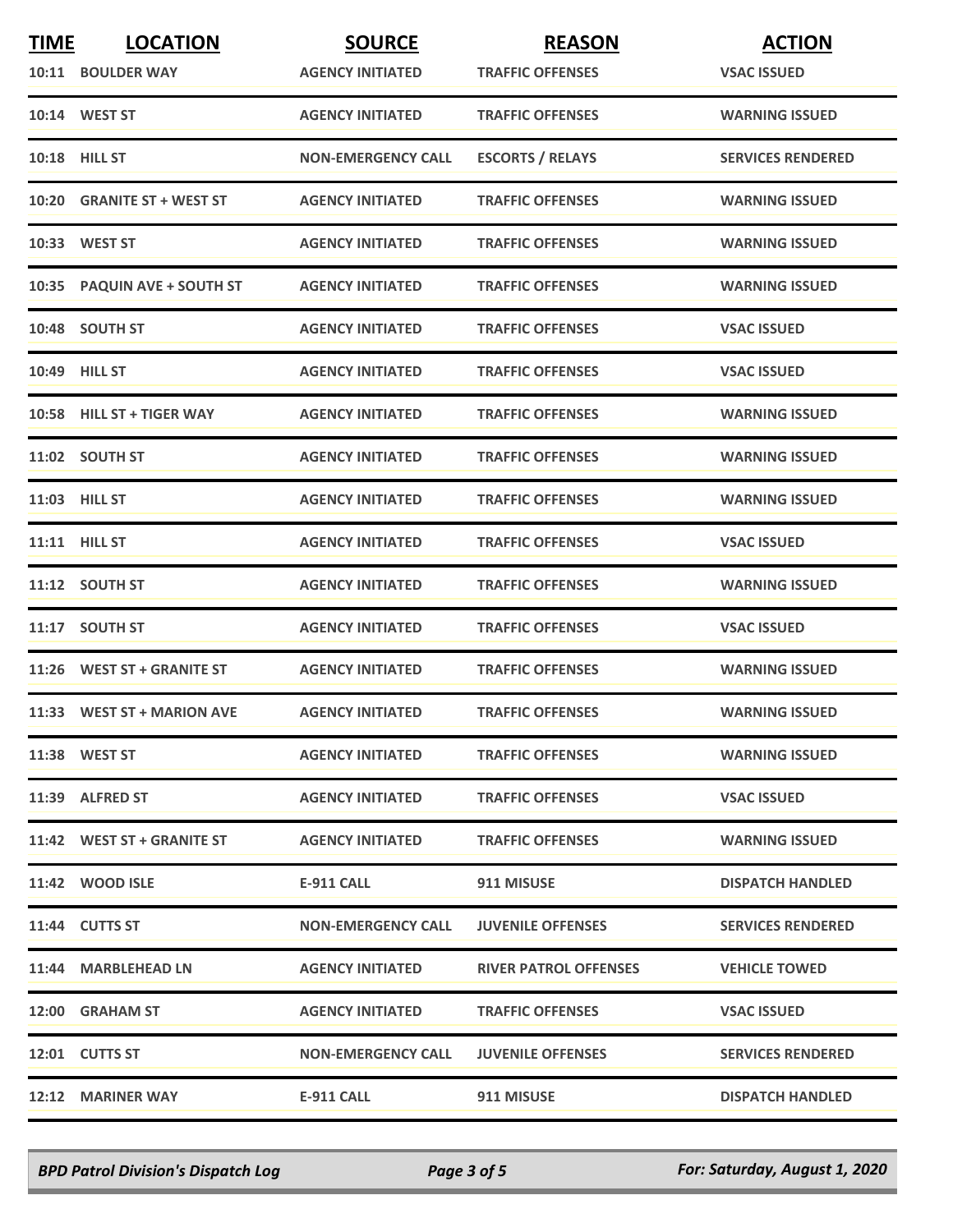| TIME | LOCATION | SOURCE | REASON | ACTION |
| --- | --- | --- | --- | --- |
| 10:11 | BOULDER WAY | AGENCY INITIATED | TRAFFIC OFFENSES | VSAC ISSUED |
| 10:14 | WEST ST | AGENCY INITIATED | TRAFFIC OFFENSES | WARNING ISSUED |
| 10:18 | HILL ST | NON-EMERGENCY CALL | ESCORTS / RELAYS | SERVICES RENDERED |
| 10:20 | GRANITE ST + WEST ST | AGENCY INITIATED | TRAFFIC OFFENSES | WARNING ISSUED |
| 10:33 | WEST ST | AGENCY INITIATED | TRAFFIC OFFENSES | WARNING ISSUED |
| 10:35 | PAQUIN AVE + SOUTH ST | AGENCY INITIATED | TRAFFIC OFFENSES | WARNING ISSUED |
| 10:48 | SOUTH ST | AGENCY INITIATED | TRAFFIC OFFENSES | VSAC ISSUED |
| 10:49 | HILL ST | AGENCY INITIATED | TRAFFIC OFFENSES | VSAC ISSUED |
| 10:58 | HILL ST + TIGER WAY | AGENCY INITIATED | TRAFFIC OFFENSES | WARNING ISSUED |
| 11:02 | SOUTH ST | AGENCY INITIATED | TRAFFIC OFFENSES | WARNING ISSUED |
| 11:03 | HILL ST | AGENCY INITIATED | TRAFFIC OFFENSES | WARNING ISSUED |
| 11:11 | HILL ST | AGENCY INITIATED | TRAFFIC OFFENSES | VSAC ISSUED |
| 11:12 | SOUTH ST | AGENCY INITIATED | TRAFFIC OFFENSES | WARNING ISSUED |
| 11:17 | SOUTH ST | AGENCY INITIATED | TRAFFIC OFFENSES | VSAC ISSUED |
| 11:26 | WEST ST + GRANITE ST | AGENCY INITIATED | TRAFFIC OFFENSES | WARNING ISSUED |
| 11:33 | WEST ST + MARION AVE | AGENCY INITIATED | TRAFFIC OFFENSES | WARNING ISSUED |
| 11:38 | WEST ST | AGENCY INITIATED | TRAFFIC OFFENSES | WARNING ISSUED |
| 11:39 | ALFRED ST | AGENCY INITIATED | TRAFFIC OFFENSES | VSAC ISSUED |
| 11:42 | WEST ST + GRANITE ST | AGENCY INITIATED | TRAFFIC OFFENSES | WARNING ISSUED |
| 11:42 | WOOD ISLE | E-911 CALL | 911 MISUSE | DISPATCH HANDLED |
| 11:44 | CUTTS ST | NON-EMERGENCY CALL | JUVENILE OFFENSES | SERVICES RENDERED |
| 11:44 | MARBLEHEAD LN | AGENCY INITIATED | RIVER PATROL OFFENSES | VEHICLE TOWED |
| 12:00 | GRAHAM ST | AGENCY INITIATED | TRAFFIC OFFENSES | VSAC ISSUED |
| 12:01 | CUTTS ST | NON-EMERGENCY CALL | JUVENILE OFFENSES | SERVICES RENDERED |
| 12:12 | MARINER WAY | E-911 CALL | 911 MISUSE | DISPATCH HANDLED |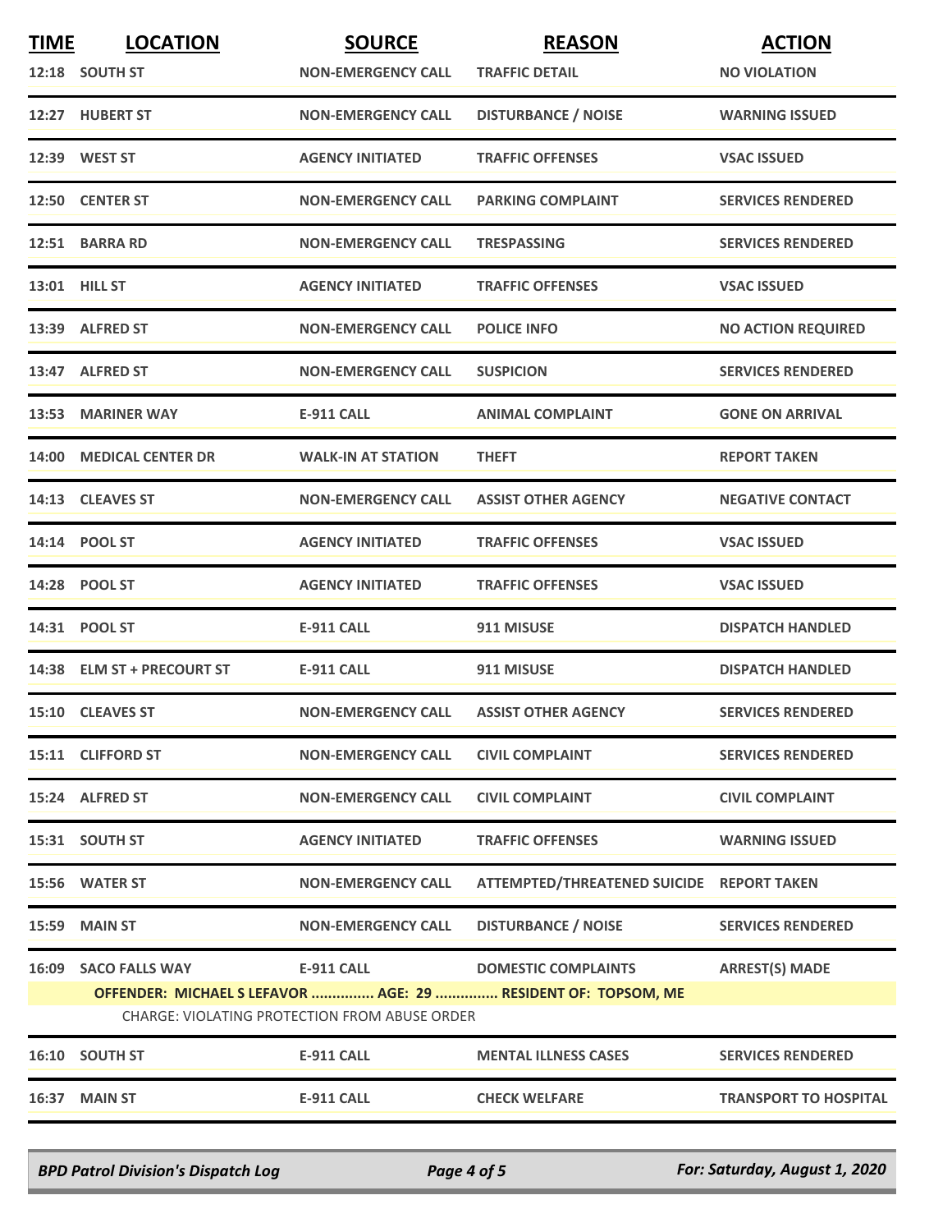| TIME | LOCATION | SOURCE | REASON | ACTION |
|---|---|---|---|---|
| 12:18 | SOUTH ST | NON-EMERGENCY CALL | TRAFFIC DETAIL | NO VIOLATION |
| 12:27 | HUBERT ST | NON-EMERGENCY CALL | DISTURBANCE / NOISE | WARNING ISSUED |
| 12:39 | WEST ST | AGENCY INITIATED | TRAFFIC OFFENSES | VSAC ISSUED |
| 12:50 | CENTER ST | NON-EMERGENCY CALL | PARKING COMPLAINT | SERVICES RENDERED |
| 12:51 | BARRA RD | NON-EMERGENCY CALL | TRESPASSING | SERVICES RENDERED |
| 13:01 | HILL ST | AGENCY INITIATED | TRAFFIC OFFENSES | VSAC ISSUED |
| 13:39 | ALFRED ST | NON-EMERGENCY CALL | POLICE INFO | NO ACTION REQUIRED |
| 13:47 | ALFRED ST | NON-EMERGENCY CALL | SUSPICION | SERVICES RENDERED |
| 13:53 | MARINER WAY | E-911 CALL | ANIMAL COMPLAINT | GONE ON ARRIVAL |
| 14:00 | MEDICAL CENTER DR | WALK-IN AT STATION | THEFT | REPORT TAKEN |
| 14:13 | CLEAVES ST | NON-EMERGENCY CALL | ASSIST OTHER AGENCY | NEGATIVE CONTACT |
| 14:14 | POOL ST | AGENCY INITIATED | TRAFFIC OFFENSES | VSAC ISSUED |
| 14:28 | POOL ST | AGENCY INITIATED | TRAFFIC OFFENSES | VSAC ISSUED |
| 14:31 | POOL ST | E-911 CALL | 911 MISUSE | DISPATCH HANDLED |
| 14:38 | ELM ST + PRECOURT ST | E-911 CALL | 911 MISUSE | DISPATCH HANDLED |
| 15:10 | CLEAVES ST | NON-EMERGENCY CALL | ASSIST OTHER AGENCY | SERVICES RENDERED |
| 15:11 | CLIFFORD ST | NON-EMERGENCY CALL | CIVIL COMPLAINT | SERVICES RENDERED |
| 15:24 | ALFRED ST | NON-EMERGENCY CALL | CIVIL COMPLAINT | CIVIL COMPLAINT |
| 15:31 | SOUTH ST | AGENCY INITIATED | TRAFFIC OFFENSES | WARNING ISSUED |
| 15:56 | WATER ST | NON-EMERGENCY CALL | ATTEMPTED/THREATENED SUICIDE | REPORT TAKEN |
| 15:59 | MAIN ST | NON-EMERGENCY CALL | DISTURBANCE / NOISE | SERVICES RENDERED |
| 16:09 | SACO FALLS WAY | E-911 CALL | DOMESTIC COMPLAINTS | ARREST(S) MADE |
| | OFFENDER: MICHAEL S LEFAVOR ............... AGE: 29 ............... RESIDENT OF: TOPSOM, ME | | | |
| | CHARGE: VIOLATING PROTECTION FROM ABUSE ORDER | | | |
| 16:10 | SOUTH ST | E-911 CALL | MENTAL ILLNESS CASES | SERVICES RENDERED |
| 16:37 | MAIN ST | E-911 CALL | CHECK WELFARE | TRANSPORT TO HOSPITAL |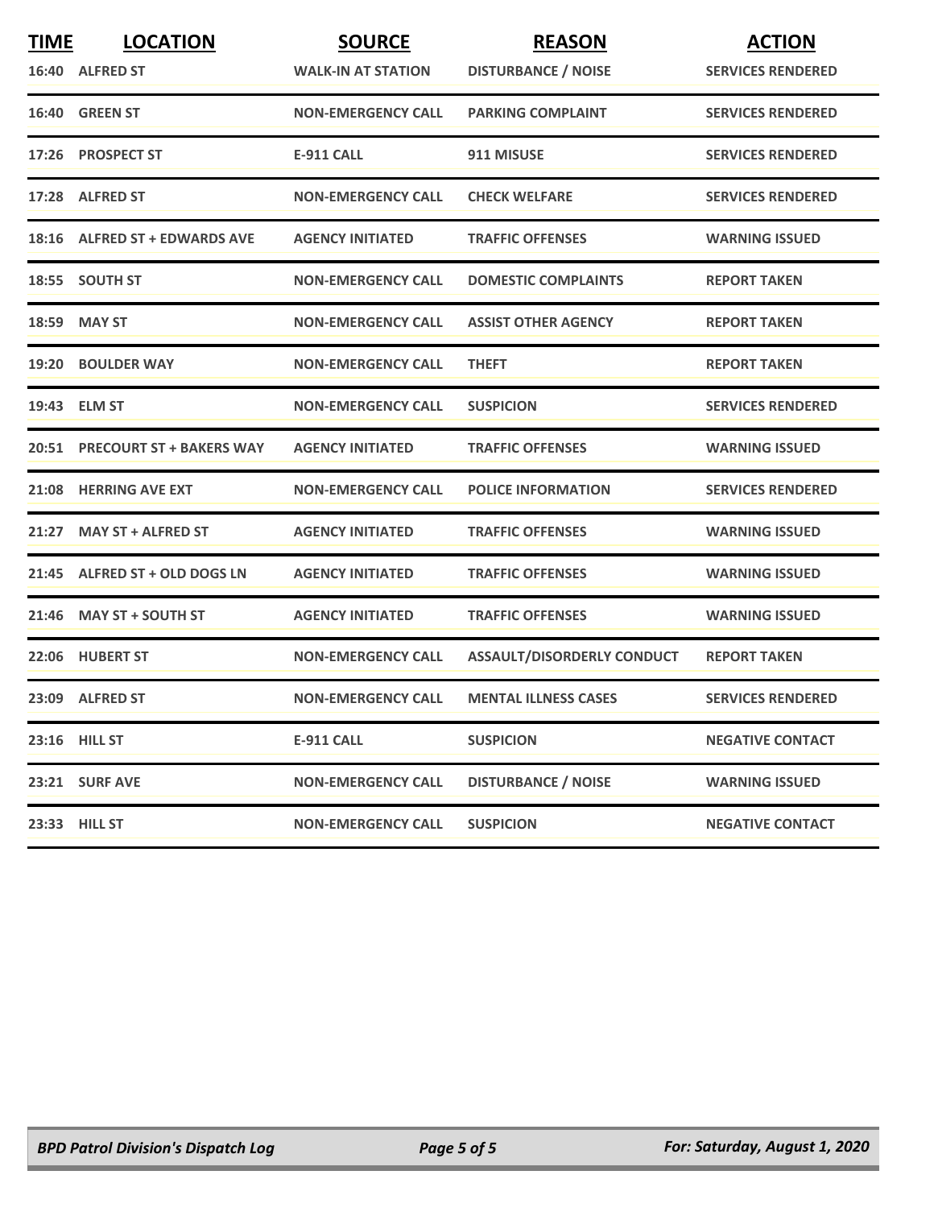| TIME | LOCATION | SOURCE | REASON | ACTION |
|---|---|---|---|---|
| 16:40 | ALFRED ST | WALK-IN AT STATION | DISTURBANCE / NOISE | SERVICES RENDERED |
| 16:40 | GREEN ST | NON-EMERGENCY CALL | PARKING COMPLAINT | SERVICES RENDERED |
| 17:26 | PROSPECT ST | E-911 CALL | 911 MISUSE | SERVICES RENDERED |
| 17:28 | ALFRED ST | NON-EMERGENCY CALL | CHECK WELFARE | SERVICES RENDERED |
| 18:16 | ALFRED ST + EDWARDS AVE | AGENCY INITIATED | TRAFFIC OFFENSES | WARNING ISSUED |
| 18:55 | SOUTH ST | NON-EMERGENCY CALL | DOMESTIC COMPLAINTS | REPORT TAKEN |
| 18:59 | MAY ST | NON-EMERGENCY CALL | ASSIST OTHER AGENCY | REPORT TAKEN |
| 19:20 | BOULDER WAY | NON-EMERGENCY CALL | THEFT | REPORT TAKEN |
| 19:43 | ELM ST | NON-EMERGENCY CALL | SUSPICION | SERVICES RENDERED |
| 20:51 | PRECOURT ST + BAKERS WAY | AGENCY INITIATED | TRAFFIC OFFENSES | WARNING ISSUED |
| 21:08 | HERRING AVE EXT | NON-EMERGENCY CALL | POLICE INFORMATION | SERVICES RENDERED |
| 21:27 | MAY ST + ALFRED ST | AGENCY INITIATED | TRAFFIC OFFENSES | WARNING ISSUED |
| 21:45 | ALFRED ST + OLD DOGS LN | AGENCY INITIATED | TRAFFIC OFFENSES | WARNING ISSUED |
| 21:46 | MAY ST + SOUTH ST | AGENCY INITIATED | TRAFFIC OFFENSES | WARNING ISSUED |
| 22:06 | HUBERT ST | NON-EMERGENCY CALL | ASSAULT/DISORDERLY CONDUCT | REPORT TAKEN |
| 23:09 | ALFRED ST | NON-EMERGENCY CALL | MENTAL ILLNESS CASES | SERVICES RENDERED |
| 23:16 | HILL ST | E-911 CALL | SUSPICION | NEGATIVE CONTACT |
| 23:21 | SURF AVE | NON-EMERGENCY CALL | DISTURBANCE / NOISE | WARNING ISSUED |
| 23:33 | HILL ST | NON-EMERGENCY CALL | SUSPICION | NEGATIVE CONTACT |